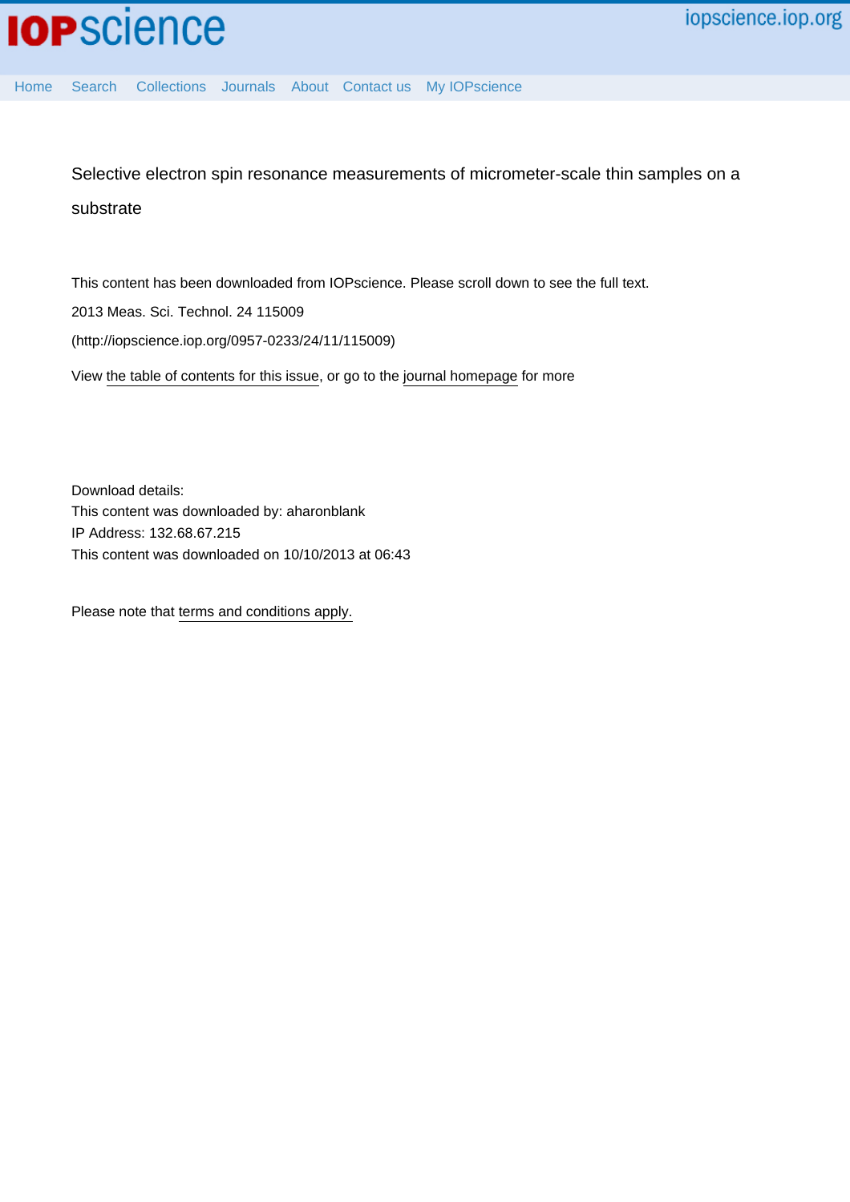# Selective electron spin resonance measurements of micrometer-scale thin samples on a substrate

This content has been downloaded from IOPscience. Please scroll down to see the full text.

2013 Meas. Sci. Technol. 24 115009

(http://iopscience.iop.org/0957-0233/24/11/115009)

View the table of contents for this issue, or go to the journal homepage for more

Download details:
This content was downloaded by: aharonblank
IP Address: 132.68.67.215
This content was downloaded on 10/10/2013 at 06:43

Please note that terms and conditions apply.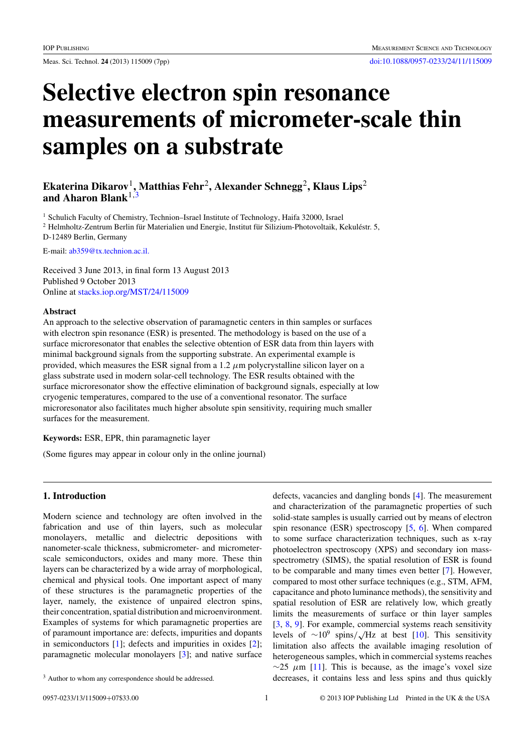# Selective electron spin resonance measurements of micrometer-scale thin samples on a substrate

**Ekaterina Dikarov[1], Matthias Fehr[2], Alexander Schnegg[2], Klaus Lips[2] and Aharon Blank[1,3]**

[1] Schulich Faculty of Chemistry, Technion–Israel Institute of Technology, Haifa 32000, Israel
[2] Helmholtz-Zentrum Berlin für Materialien und Energie, Institut für Silizium-Photovoltaik, Kekuléstr. 5, D-12489 Berlin, Germany

E-mail: ab359@tx.technion.ac.il.

Received 3 June 2013, in final form 13 August 2013
Published 9 October 2013
Online at stacks.iop.org/MST/24/115009

## Abstract

An approach to the selective observation of paramagnetic centers in thin samples or surfaces with electron spin resonance (ESR) is presented. The methodology is based on the use of a surface microresonator that enables the selective obtention of ESR data from thin layers with minimal background signals from the supporting substrate. An experimental example is provided, which measures the ESR signal from a 1.2 $\mu$m polycrystalline silicon layer on a glass substrate used in modern solar-cell technology. The ESR results obtained with the surface microresonator show the effective elimination of background signals, especially at low cryogenic temperatures, compared to the use of a conventional resonator. The surface microresonator also facilitates much higher absolute spin sensitivity, requiring much smaller surfaces for the measurement.

**Keywords:** ESR, EPR, thin paramagnetic layer

(Some figures may appear in colour only in the online journal)

## 1. Introduction

Modern science and technology are often involved in the fabrication and use of thin layers, such as molecular monolayers, metallic and dielectric depositions with nanometer-scale thickness, submicrometer- and micrometer-scale semiconductors, oxides and many more. These thin layers can be characterized by a wide array of morphological, chemical and physical tools. One important aspect of many of these structures is the paramagnetic properties of the layer, namely, the existence of unpaired electron spins, their concentration, spatial distribution and microenvironment. Examples of systems for which paramagnetic properties are of paramount importance are: defects, impurities and dopants in semiconductors [1]; defects and impurities in oxides [2]; paramagnetic molecular monolayers [3]; and native surface defects, vacancies and dangling bonds [4]. The measurement and characterization of the paramagnetic properties of such solid-state samples is usually carried out by means of electron spin resonance (ESR) spectroscopy [5, 6]. When compared to some surface characterization techniques, such as x-ray photoelectron spectroscopy (XPS) and secondary ion mass-spectrometry (SIMS), the spatial resolution of ESR is found to be comparable and many times even better [7]. However, compared to most other surface techniques (e.g., STM, AFM, capacitance and photo luminance methods), the sensitivity and spatial resolution of ESR are relatively low, which greatly limits the measurements of surface or thin layer samples [3, 8, 9]. For example, commercial systems reach sensitivity levels of $\sim 10^9$ spins/$\sqrt{\text{Hz}}$ at best [10]. This sensitivity limitation also affects the available imaging resolution of heterogeneous samples, which in commercial systems reaches $\sim 25$ $\mu$m [11]. This is because, as the image's voxel size decreases, it contains less and less spins and thus quickly

[3] Author to whom any correspondence should be addressed.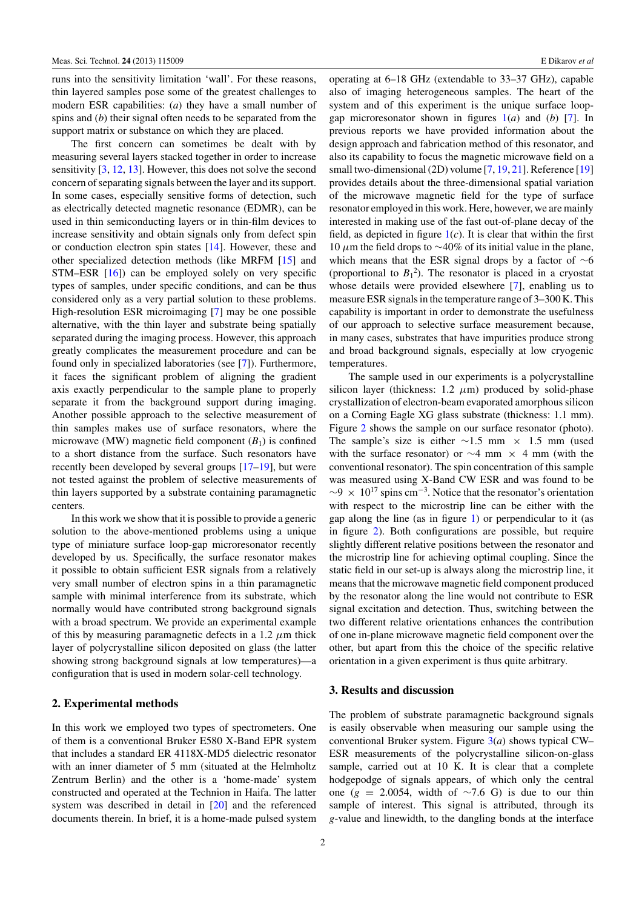runs into the sensitivity limitation 'wall'. For these reasons, thin layered samples pose some of the greatest challenges to modern ESR capabilities: (*a*) they have a small number of spins and (*b*) their signal often needs to be separated from the support matrix or substance on which they are placed.

The first concern can sometimes be dealt with by measuring several layers stacked together in order to increase sensitivity [3, 12, 13]. However, this does not solve the second concern of separating signals between the layer and its support. In some cases, especially sensitive forms of detection, such as electrically detected magnetic resonance (EDMR), can be used in thin semiconducting layers or in thin-film devices to increase sensitivity and obtain signals only from defect spin or conduction electron spin states [14]. However, these and other specialized detection methods (like MRFM [15] and STM–ESR [16]) can be employed solely on very specific types of samples, under specific conditions, and can be thus considered only as a very partial solution to these problems. High-resolution ESR microimaging [7] may be one possible alternative, with the thin layer and substrate being spatially separated during the imaging process. However, this approach greatly complicates the measurement procedure and can be found only in specialized laboratories (see [7]). Furthermore, it faces the significant problem of aligning the gradient axis exactly perpendicular to the sample plane to properly separate it from the background support during imaging. Another possible approach to the selective measurement of thin samples makes use of surface resonators, where the microwave (MW) magnetic field component ($B_1$) is confined to a short distance from the surface. Such resonators have recently been developed by several groups [17–19], but were not tested against the problem of selective measurements of thin layers supported by a substrate containing paramagnetic centers.

In this work we show that it is possible to provide a generic solution to the above-mentioned problems using a unique type of miniature surface loop-gap microresonator recently developed by us. Specifically, the surface resonator makes it possible to obtain sufficient ESR signals from a relatively very small number of electron spins in a thin paramagnetic sample with minimal interference from its substrate, which normally would have contributed strong background signals with a broad spectrum. We provide an experimental example of this by measuring paramagnetic defects in a 1.2 $\mu$m thick layer of polycrystalline silicon deposited on glass (the latter showing strong background signals at low temperatures)—a configuration that is used in modern solar-cell technology.

## 2. Experimental methods

In this work we employed two types of spectrometers. One of them is a conventional Bruker E580 X-Band EPR system that includes a standard ER 4118X-MD5 dielectric resonator with an inner diameter of 5 mm (situated at the Helmholtz Zentrum Berlin) and the other is a 'home-made' system constructed and operated at the Technion in Haifa. The latter system was described in detail in [20] and the referenced documents therein. In brief, it is a home-made pulsed system operating at 6–18 GHz (extendable to 33–37 GHz), capable also of imaging heterogeneous samples. The heart of the system and of this experiment is the unique surface loop-gap microresonator shown in figures 1(*a*) and (*b*) [7]. In previous reports we have provided information about the design approach and fabrication method of this resonator, and also its capability to focus the magnetic microwave field on a small two-dimensional (2D) volume [7, 19, 21]. Reference [19] provides details about the three-dimensional spatial variation of the microwave magnetic field for the type of surface resonator employed in this work. Here, however, we are mainly interested in making use of the fast out-of-plane decay of the field, as depicted in figure 1(*c*). It is clear that within the first 10 $\mu$m the field drops to ~40% of its initial value in the plane, which means that the ESR signal drops by a factor of ~6 (proportional to $B_1^2$). The resonator is placed in a cryostat whose details were provided elsewhere [7], enabling us to measure ESR signals in the temperature range of 3–300 K. This capability is important in order to demonstrate the usefulness of our approach to selective surface measurement because, in many cases, substrates that have impurities produce strong and broad background signals, especially at low cryogenic temperatures.

The sample used in our experiments is a polycrystalline silicon layer (thickness: 1.2 $\mu$m) produced by solid-phase crystallization of electron-beam evaporated amorphous silicon on a Corning Eagle XG glass substrate (thickness: 1.1 mm). Figure 2 shows the sample on our surface resonator (photo). The sample's size is either ~1.5 mm × 1.5 mm (used with the surface resonator) or ~4 mm × 4 mm (with the conventional resonator). The spin concentration of this sample was measured using X-Band CW ESR and was found to be ~9 × $10^{17}$ spins $cm^{-3}$. Notice that the resonator's orientation with respect to the microstrip line can be either with the gap along the line (as in figure 1) or perpendicular to it (as in figure 2). Both configurations are possible, but require slightly different relative positions between the resonator and the microstrip line for achieving optimal coupling. Since the static field in our set-up is always along the microstrip line, it means that the microwave magnetic field component produced by the resonator along the line would not contribute to ESR signal excitation and detection. Thus, switching between the two different relative orientations enhances the contribution of one in-plane microwave magnetic field component over the other, but apart from this the choice of the specific relative orientation in a given experiment is thus quite arbitrary.

## 3. Results and discussion

The problem of substrate paramagnetic background signals is easily observable when measuring our sample using the conventional Bruker system. Figure 3(*a*) shows typical CW–ESR measurements of the polycrystalline silicon-on-glass sample, carried out at 10 K. It is clear that a complete hodgepodge of signals appears, of which only the central one ($g$ = 2.0054, width of ~7.6 G) is due to our thin sample of interest. This signal is attributed, through its $g$-value and linewidth, to the dangling bonds at the interface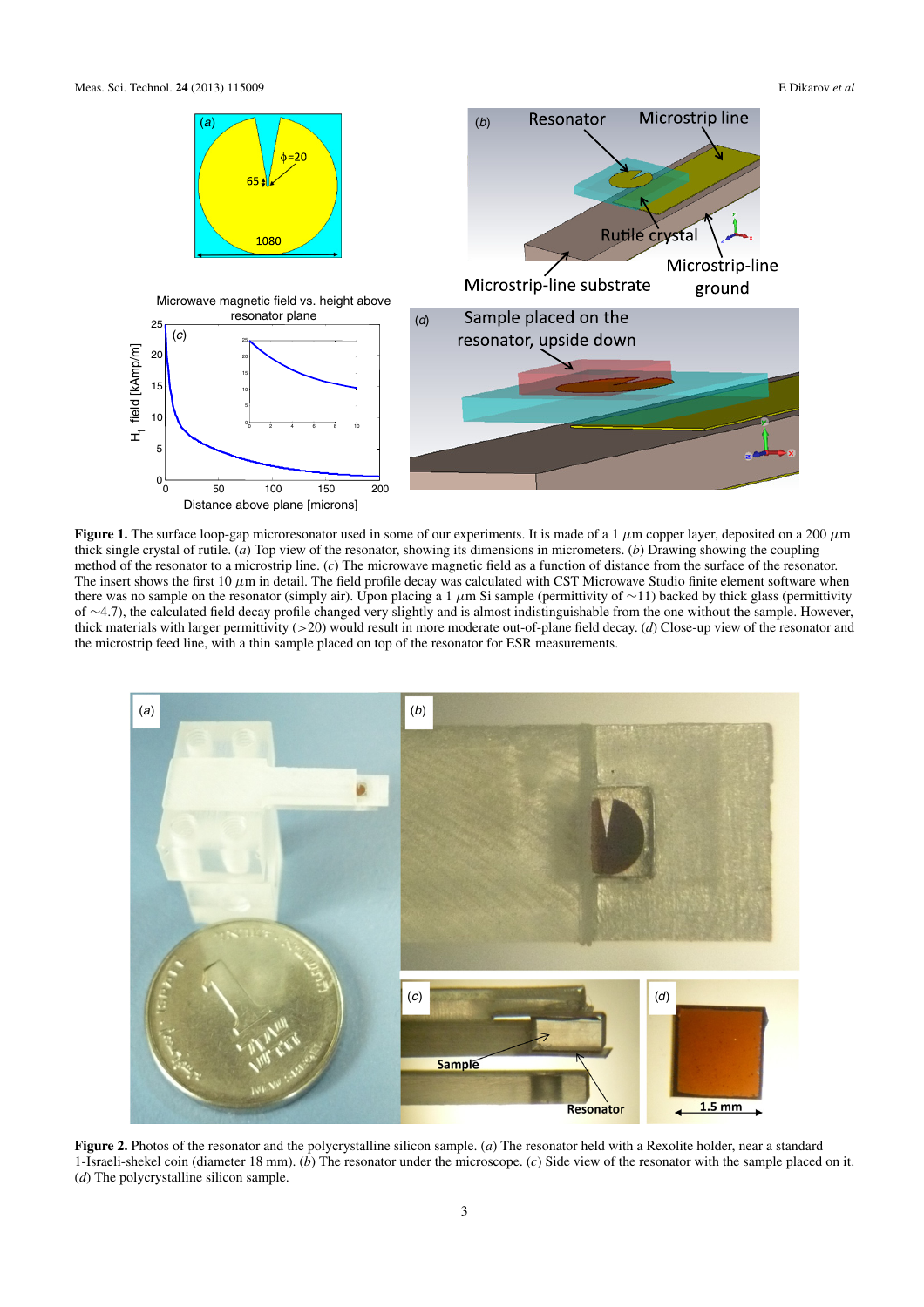**Figure 1.** The surface loop-gap microresonator used in some of our experiments. It is made of a 1 $\mu$m copper layer, deposited on a 200 $\mu$m thick single crystal of rutile. (*a*) Top view of the resonator, showing its dimensions in micrometers. (*b*) Drawing showing the coupling method of the resonator to a microstrip line. (*c*) The microwave magnetic field as a function of distance from the surface of the resonator. The insert shows the first 10 $\mu$m in detail. The field profile decay was calculated with CST Microwave Studio finite element software when there was no sample on the resonator (simply air). Upon placing a 1 $\mu$m Si sample (permittivity of ~11) backed by thick glass (permittivity of ~4.7), the calculated field decay profile changed very slightly and is almost indistinguishable from the one without the sample. However, thick materials with larger permittivity (>20) would result in more moderate out-of-plane field decay. (*d*) Close-up view of the resonator and the microstrip feed line, with a thin sample placed on top of the resonator for ESR measurements.

**Figure 2.** Photos of the resonator and the polycrystalline silicon sample. (*a*) The resonator held with a Rexolite holder, near a standard 1-Israeli-shekel coin (diameter 18 mm). (*b*) The resonator under the microscope. (*c*) Side view of the resonator with the sample placed on it. (*d*) The polycrystalline silicon sample.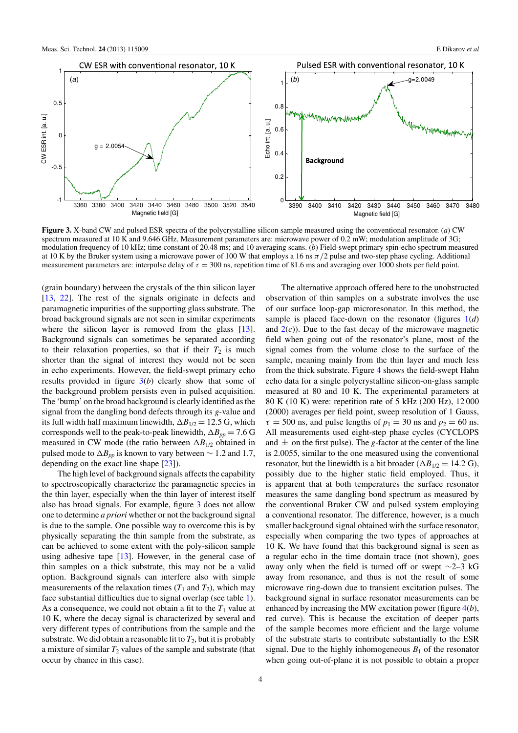**Figure 3.** X-band CW and pulsed ESR spectra of the polycrystalline silicon sample measured using the conventional resonator. (*a*) CW spectrum measured at 10 K and 9.646 GHz. Measurement parameters are: microwave power of 0.2 mW; modulation amplitude of 3G; modulation frequency of 10 kHz; time constant of 20.48 ms; and 10 averaging scans. (*b*) Field-swept primary spin-echo spectrum measured at 10 K by the Bruker system using a microwave power of 100 W that employs a 16 ns $\pi/2$ pulse and two-step phase cycling. Additional measurement parameters are: interpulse delay of $\tau = 300$ ns, repetition time of 81.6 ms and averaging over 1000 shots per field point.

(grain boundary) between the crystals of the thin silicon layer [13, 22]. The rest of the signals originate in defects and paramagnetic impurities of the supporting glass substrate. The broad background signals are not seen in similar experiments where the silicon layer is removed from the glass [13]. Background signals can sometimes be separated according to their relaxation properties, so that if their $T_2$ is much shorter than the signal of interest they would not be seen in echo experiments. However, the field-swept primary echo results provided in figure 3(*b*) clearly show that some of the background problem persists even in pulsed acquisition. The 'bump' on the broad background is clearly identified as the signal from the dangling bond defects through its *g*-value and its full width half maximum linewidth, $\Delta B_{1/2} = 12.5$ G, which corresponds well to the peak-to-peak linewidth, $\Delta B_{pp} = 7.6$ G measured in CW mode (the ratio between $\Delta B_{1/2}$ obtained in pulsed mode to $\Delta B_{pp}$ is known to vary between $\sim 1.2$ and 1.7, depending on the exact line shape [23]).

The high level of background signals affects the capability to spectroscopically characterize the paramagnetic species in the thin layer, especially when the thin layer of interest itself also has broad signals. For example, figure 3 does not allow one to determine *a priori* whether or not the background signal is due to the sample. One possible way to overcome this is by physically separating the thin sample from the substrate, as can be achieved to some extent with the poly-silicon sample using adhesive tape [13]. However, in the general case of thin samples on a thick substrate, this may not be a valid option. Background signals can interfere also with simple measurements of the relaxation times ($T_1$ and $T_2$), which may face substantial difficulties due to signal overlap (see table 1). As a consequence, we could not obtain a fit to the $T_1$ value at 10 K, where the decay signal is characterized by several and very different types of contributions from the sample and the substrate. We did obtain a reasonable fit to $T_2$, but it is probably a mixture of similar $T_2$ values of the sample and substrate (that occur by chance in this case).

The alternative approach offered here to the unobstructed observation of thin samples on a substrate involves the use of our surface loop-gap microresonator. In this method, the sample is placed face-down on the resonator (figures 1(*d*) and 2(*c*)). Due to the fast decay of the microwave magnetic field when going out of the resonator's plane, most of the signal comes from the volume close to the surface of the sample, meaning mainly from the thin layer and much less from the thick substrate. Figure 4 shows the field-swept Hahn echo data for a single polycrystalline silicon-on-glass sample measured at 80 and 10 K. The experimental parameters at 80 K (10 K) were: repetition rate of 5 kHz (200 Hz), 12 000 (2000) averages per field point, sweep resolution of 1 Gauss, $\tau = 500$ ns, and pulse lengths of $p_1 = 30$ ns and $p_2 = 60$ ns. All measurements used eight-step phase cycles (CYCLOPS and $\pm$ on the first pulse). The *g*-factor at the center of the line is 2.0055, similar to the one measured using the conventional resonator, but the linewidth is a bit broader ($\Delta B_{1/2} = 14.2$ G), possibly due to the higher static field employed. Thus, it is apparent that at both temperatures the surface resonator measures the same dangling bond spectrum as measured by the conventional Bruker CW and pulsed system employing a conventional resonator. The difference, however, is a much smaller background signal obtained with the surface resonator, especially when comparing the two types of approaches at 10 K. We have found that this background signal is seen as a regular echo in the time domain trace (not shown), goes away only when the field is turned off or swept $\sim$2–3 kG away from resonance, and thus is not the result of some microwave ring-down due to transient excitation pulses. The background signal in surface resonator measurements can be enhanced by increasing the MW excitation power (figure 4(*b*), red curve). This is because the excitation of deeper parts of the sample becomes more efficient and the large volume of the substrate starts to contribute substantially to the ESR signal. Due to the highly inhomogeneous $B_1$ of the resonator when going out-of-plane it is not possible to obtain a proper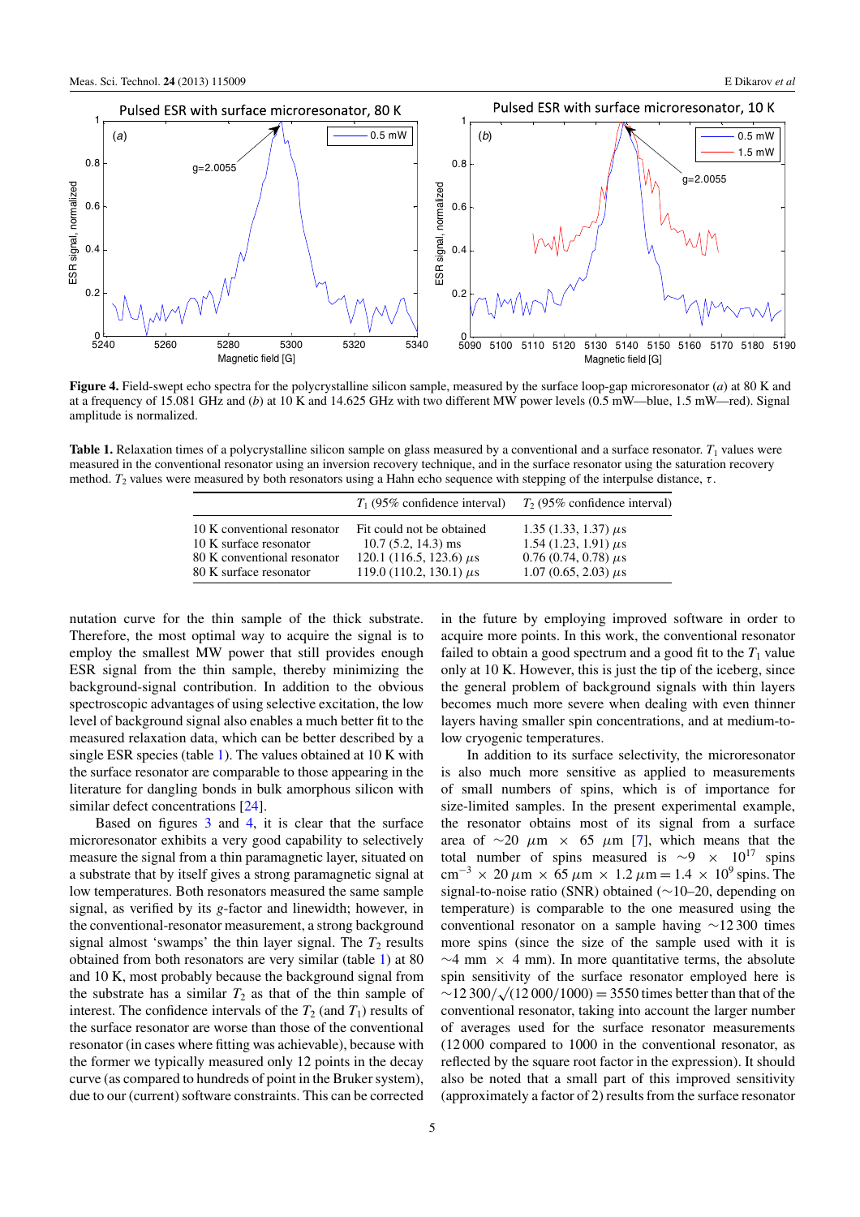**Figure 4.** Field-swept echo spectra for the polycrystalline silicon sample, measured by the surface loop-gap microresonator (*a*) at 80 K and at a frequency of 15.081 GHz and (*b*) at 10 K and 14.625 GHz with two different MW power levels (0.5 mW—blue, 1.5 mW—red). Signal amplitude is normalized.

**Table 1.** Relaxation times of a polycrystalline silicon sample on glass measured by a conventional and a surface resonator. $T_1$ values were measured in the conventional resonator using an inversion recovery technique, and in the surface resonator using the saturation recovery method. $T_2$ values were measured by both resonators using a Hahn echo sequence with stepping of the interpulse distance, $\tau$.

| | $T_1$ (95% confidence interval) | $T_2$ (95% confidence interval) |
|---|---|---|
| 10 K conventional resonator | Fit could not be obtained | 1.35 (1.33, 1.37) $\mu$s |
| 10 K surface resonator | 10.7 (5.2, 14.3) ms | 1.54 (1.23, 1.91) $\mu$s |
| 80 K conventional resonator | 120.1 (116.5, 123.6) $\mu$s | 0.76 (0.74, 0.78) $\mu$s |
| 80 K surface resonator | 119.0 (110.2, 130.1) $\mu$s | 1.07 (0.65, 2.03) $\mu$s |

nutation curve for the thin sample of the thick substrate. Therefore, the most optimal way to acquire the signal is to employ the smallest MW power that still provides enough ESR signal from the thin sample, thereby minimizing the background-signal contribution. In addition to the obvious spectroscopic advantages of using selective excitation, the low level of background signal also enables a much better fit to the measured relaxation data, which can be better described by a single ESR species (table 1). The values obtained at 10 K with the surface resonator are comparable to those appearing in the literature for dangling bonds in bulk amorphous silicon with similar defect concentrations [24].

Based on figures 3 and 4, it is clear that the surface microresonator exhibits a very good capability to selectively measure the signal from a thin paramagnetic layer, situated on a substrate that by itself gives a strong paramagnetic signal at low temperatures. Both resonators measured the same sample signal, as verified by its $g$-factor and linewidth; however, in the conventional-resonator measurement, a strong background signal almost 'swamps' the thin layer signal. The $T_2$ results obtained from both resonators are very similar (table 1) at 80 and 10 K, most probably because the background signal from the substrate has a similar $T_2$ as that of the thin sample of interest. The confidence intervals of the $T_2$ (and $T_1$) results of the surface resonator are worse than those of the conventional resonator (in cases where fitting was achievable), because with the former we typically measured only 12 points in the decay curve (as compared to hundreds of point in the Bruker system), due to our (current) software constraints. This can be corrected in the future by employing improved software in order to acquire more points. In this work, the conventional resonator failed to obtain a good spectrum and a good fit to the $T_1$ value only at 10 K. However, this is just the tip of the iceberg, since the general problem of background signals with thin layers becomes much more severe when dealing with even thinner layers having smaller spin concentrations, and at medium-to-low cryogenic temperatures.

In addition to its surface selectivity, the microresonator is also much more sensitive as applied to measurements of small numbers of spins, which is of importance for size-limited samples. In the present experimental example, the resonator obtains most of its signal from a surface area of $\sim$20 $\mu$m $\times$ 65 $\mu$m [7], which means that the total number of spins measured is $\sim 9 \times 10^{17}$ spins $\text{cm}^{-3} \times 20\,\mu\text{m} \times 65\,\mu\text{m} \times 1.2\,\mu\text{m} = 1.4 \times 10^9$ spins. The signal-to-noise ratio (SNR) obtained ($\sim$10–20, depending on temperature) is comparable to the one measured using the conventional resonator on a sample having $\sim$12 300 times more spins (since the size of the sample used with it is $\sim$4 mm $\times$ 4 mm). In more quantitative terms, the absolute spin sensitivity of the surface resonator employed here is $\sim 12\,300/\sqrt{(12\,000/1000)} = 3550$ times better than that of the conventional resonator, taking into account the larger number of averages used for the surface resonator measurements (12 000 compared to 1000 in the conventional resonator, as reflected by the square root factor in the expression). It should also be noted that a small part of this improved sensitivity (approximately a factor of 2) results from the surface resonator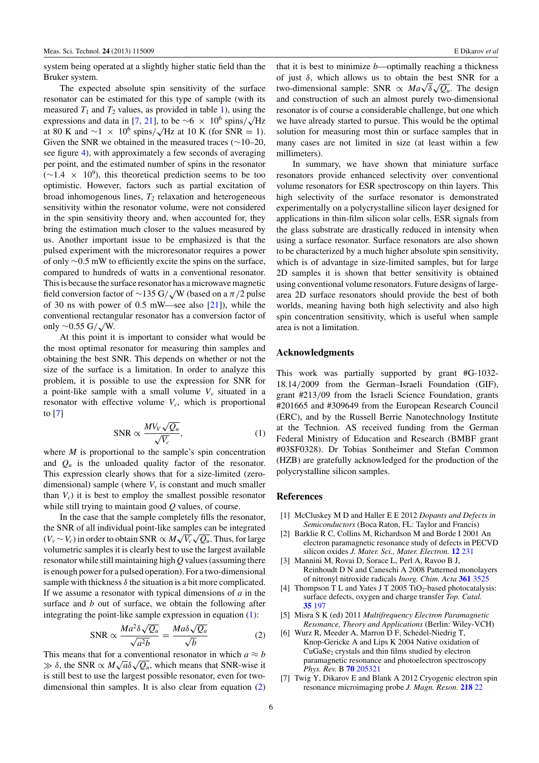system being operated at a slightly higher static field than the Bruker system.

The expected absolute spin sensitivity of the surface resonator can be estimated for this type of sample (with its measured $T_1$ and $T_2$ values, as provided in table 1), using the expressions and data in [7, 21], to be $\sim 6 \times 10^6$ spins/$\sqrt{\text{Hz}}$ at 80 K and $\sim 1 \times 10^6$ spins/$\sqrt{\text{Hz}}$ at 10 K (for SNR = 1). Given the SNR we obtained in the measured traces (∼10–20, see figure 4), with approximately a few seconds of averaging per point, and the estimated number of spins in the resonator ($\sim 1.4 \times 10^9$), this theoretical prediction seems to be too optimistic. However, factors such as partial excitation of broad inhomogenous lines, $T_2$ relaxation and heterogeneous sensitivity within the resonator volume, were not considered in the spin sensitivity theory and, when accounted for, they bring the estimation much closer to the values measured by us. Another important issue to be emphasized is that the pulsed experiment with the microresonator requires a power of only ∼0.5 mW to efficiently excite the spins on the surface, compared to hundreds of watts in a conventional resonator. This is because the surface resonator has a microwave magnetic field conversion factor of $\sim 135$ G/$\sqrt{\text{W}}$ (based on a $\pi/2$ pulse of 30 ns with power of 0.5 mW—see also [21]), while the conventional rectangular resonator has a conversion factor of only $\sim 0.55$ G/$\sqrt{\text{W}}$.

At this point it is important to consider what would be the most optimal resonator for measuring thin samples and obtaining the best SNR. This depends on whether or not the size of the surface is a limitation. In order to analyze this problem, it is possible to use the expression for SNR for a point-like sample with a small volume $V_v$ situated in a resonator with effective volume $V_c$, which is proportional to [7]

$$\text{SNR} \propto \frac{MV_V\sqrt{Q_u}}{\sqrt{V_c}}, \qquad (1)$$

where $M$ is proportional to the sample's spin concentration and $Q_u$ is the unloaded quality factor of the resonator. This expression clearly shows that for a size-limited (zero-dimensional) sample (where $V_v$ is constant and much smaller than $V_c$) it is best to employ the smallest possible resonator while still trying to maintain good $Q$ values, of course.

In the case that the sample completely fills the resonator, the SNR of all individual point-like samples can be integrated ($V_v \sim V_c$) in order to obtain SNR $\propto M\sqrt{V_c}\sqrt{Q_u}$. Thus, for large volumetric samples it is clearly best to use the largest available resonator while still maintaining high $Q$ values (assuming there is enough power for a pulsed operation). For a two-dimensional sample with thickness $\delta$ the situation is a bit more complicated. If we assume a resonator with typical dimensions of $a$ in the surface and $b$ out of surface, we obtain the following after integrating the point-like sample expression in equation (1):

$$\text{SNR} \propto \frac{Ma^2\delta\sqrt{Q_u}}{\sqrt{a^2b}} = \frac{Ma\delta\sqrt{Q_u}}{\sqrt{b}} \qquad (2)$$

This means that for a conventional resonator in which $a \approx b \gg \delta$, the SNR $\propto M\sqrt{a}\delta\sqrt{Q_u}$, which means that SNR-wise it is still best to use the largest possible resonator, even for two-dimensional thin samples. It is also clear from equation (2) that it is best to minimize $b$—optimally reaching a thickness of just $\delta$, which allows us to obtain the best SNR for a two-dimensional sample: SNR $\propto Ma\sqrt{\delta}\sqrt{Q_u}$. The design and construction of such an almost purely two-dimensional resonator is of course a considerable challenge, but one which we have already started to pursue. This would be the optimal solution for measuring most thin or surface samples that in many cases are not limited in size (at least within a few millimeters).

In summary, we have shown that miniature surface resonators provide enhanced selectivity over conventional volume resonators for ESR spectroscopy on thin layers. This high selectivity of the surface resonator is demonstrated experimentally on a polycrystalline silicon layer designed for applications in thin-film silicon solar cells. ESR signals from the glass substrate are drastically reduced in intensity when using a surface resonator. Surface resonators are also shown to be characterized by a much higher absolute spin sensitivity, which is of advantage in size-limited samples, but for large 2D samples it is shown that better sensitivity is obtained using conventional volume resonators. Future designs of large-area 2D surface resonators should provide the best of both worlds, meaning having both high selectivity and also high spin concentration sensitivity, which is useful when sample area is not a limitation.

## Acknowledgments

This work was partially supported by grant #G-1032-18.14/2009 from the German–Israeli Foundation (GIF), grant #213/09 from the Israeli Science Foundation, grants #201665 and #309649 from the European Research Council (ERC), and by the Russell Berrie Nanotechnology Institute at the Technion. AS received funding from the German Federal Ministry of Education and Research (BMBF grant #03SF0328). Dr Tobias Sontheimer and Stefan Common (HZB) are gratefully acknowledged for the production of the polycrystalline silicon samples.

## References

[1] McCluskey M D and Haller E E 2012 *Dopants and Defects in Semiconductors* (Boca Raton, FL: Taylor and Francis)

[2] Barklie R C, Collins M, Richardson M and Borde I 2001 An electron paramagnetic resonance study of defects in PECVD silicon oxides *J. Mater. Sci., Mater. Electron.* **12** 231

[3] Mannini M, Rovai D, Sorace L, Perl A, Ravoo B J, Reinhoudt D N and Caneschi A 2008 Patterned monolayers of nitronyl nitroxide radicals *Inorg. Chim. Acta* **361** 3525

[4] Thompson T L and Yates J T 2005 $TiO_2$-based photocatalysis: surface defects, oxygen and charge transfer *Top. Catal.* **35** 197

[5] Misra S K (ed) 2011 *Multifrequency Electron Paramagnetic Resonance, Theory and Applications* (Berlin: Wiley-VCH)

[6] Wurz R, Meeder A, Marron D F, Schedel-Niedrig T, Knop-Gericke A and Lips K 2004 Native oxidation of $CuGaSe_2$ crystals and thin films studied by electron paramagnetic resonance and photoelectron spectroscopy *Phys. Rev.* B **70** 205321

[7] Twig Y, Dikarov E and Blank A 2012 Cryogenic electron spin resonance microimaging probe *J. Magn. Reson.* **218** 22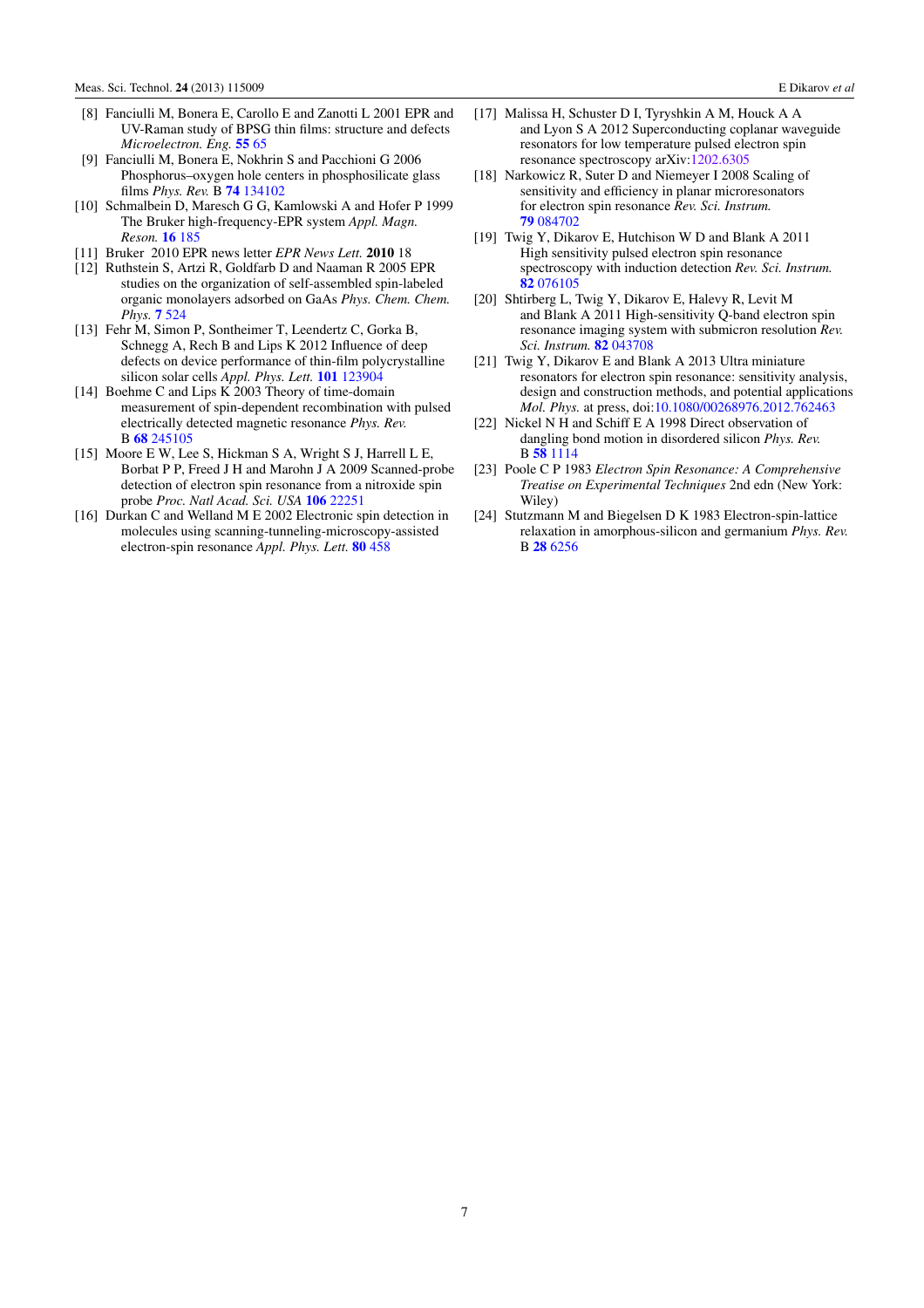[8] Fanciulli M, Bonera E, Carollo E and Zanotti L 2001 EPR and UV-Raman study of BPSG thin films: structure and defects *Microelectron. Eng.* **55** 65

[9] Fanciulli M, Bonera E, Nokhrin S and Pacchioni G 2006 Phosphorus–oxygen hole centers in phosphosilicate glass films *Phys. Rev.* B **74** 134102

[10] Schmalbein D, Maresch G G, Kamlowski A and Hofer P 1999 The Bruker high-frequency-EPR system *Appl. Magn. Reson.* **16** 185

[11] Bruker 2010 EPR news letter *EPR News Lett.* **2010** 18

[12] Ruthstein S, Artzi R, Goldfarb D and Naaman R 2005 EPR studies on the organization of self-assembled spin-labeled organic monolayers adsorbed on GaAs *Phys. Chem. Chem. Phys.* **7** 524

[13] Fehr M, Simon P, Sontheimer T, Leendertz C, Gorka B, Schnegg A, Rech B and Lips K 2012 Influence of deep defects on device performance of thin-film polycrystalline silicon solar cells *Appl. Phys. Lett.* **101** 123904

[14] Boehme C and Lips K 2003 Theory of time-domain measurement of spin-dependent recombination with pulsed electrically detected magnetic resonance *Phys. Rev.* B **68** 245105

[15] Moore E W, Lee S, Hickman S A, Wright S J, Harrell L E, Borbat P P, Freed J H and Marohn J A 2009 Scanned-probe detection of electron spin resonance from a nitroxide spin probe *Proc. Natl Acad. Sci. USA* **106** 22251

[16] Durkan C and Welland M E 2002 Electronic spin detection in molecules using scanning-tunneling-microscopy-assisted electron-spin resonance *Appl. Phys. Lett.* **80** 458

[17] Malissa H, Schuster D I, Tyryshkin A M, Houck A A and Lyon S A 2012 Superconducting coplanar waveguide resonators for low temperature pulsed electron spin resonance spectroscopy arXiv:1202.6305

[18] Narkowicz R, Suter D and Niemeyer I 2008 Scaling of sensitivity and efficiency in planar microresonators for electron spin resonance *Rev. Sci. Instrum.* **79** 084702

[19] Twig Y, Dikarov E, Hutchison W D and Blank A 2011 High sensitivity pulsed electron spin resonance spectroscopy with induction detection *Rev. Sci. Instrum.* **82** 076105

[20] Shtirberg L, Twig Y, Dikarov E, Halevy R, Levit M and Blank A 2011 High-sensitivity Q-band electron spin resonance imaging system with submicron resolution *Rev. Sci. Instrum.* **82** 043708

[21] Twig Y, Dikarov E and Blank A 2013 Ultra miniature resonators for electron spin resonance: sensitivity analysis, design and construction methods, and potential applications *Mol. Phys.* at press, doi:10.1080/00268976.2012.762463

[22] Nickel N H and Schiff E A 1998 Direct observation of dangling bond motion in disordered silicon *Phys. Rev.* B **58** 1114

[23] Poole C P 1983 *Electron Spin Resonance: A Comprehensive Treatise on Experimental Techniques* 2nd edn (New York: Wiley)

[24] Stutzmann M and Biegelsen D K 1983 Electron-spin-lattice relaxation in amorphous-silicon and germanium *Phys. Rev.* B **28** 6256